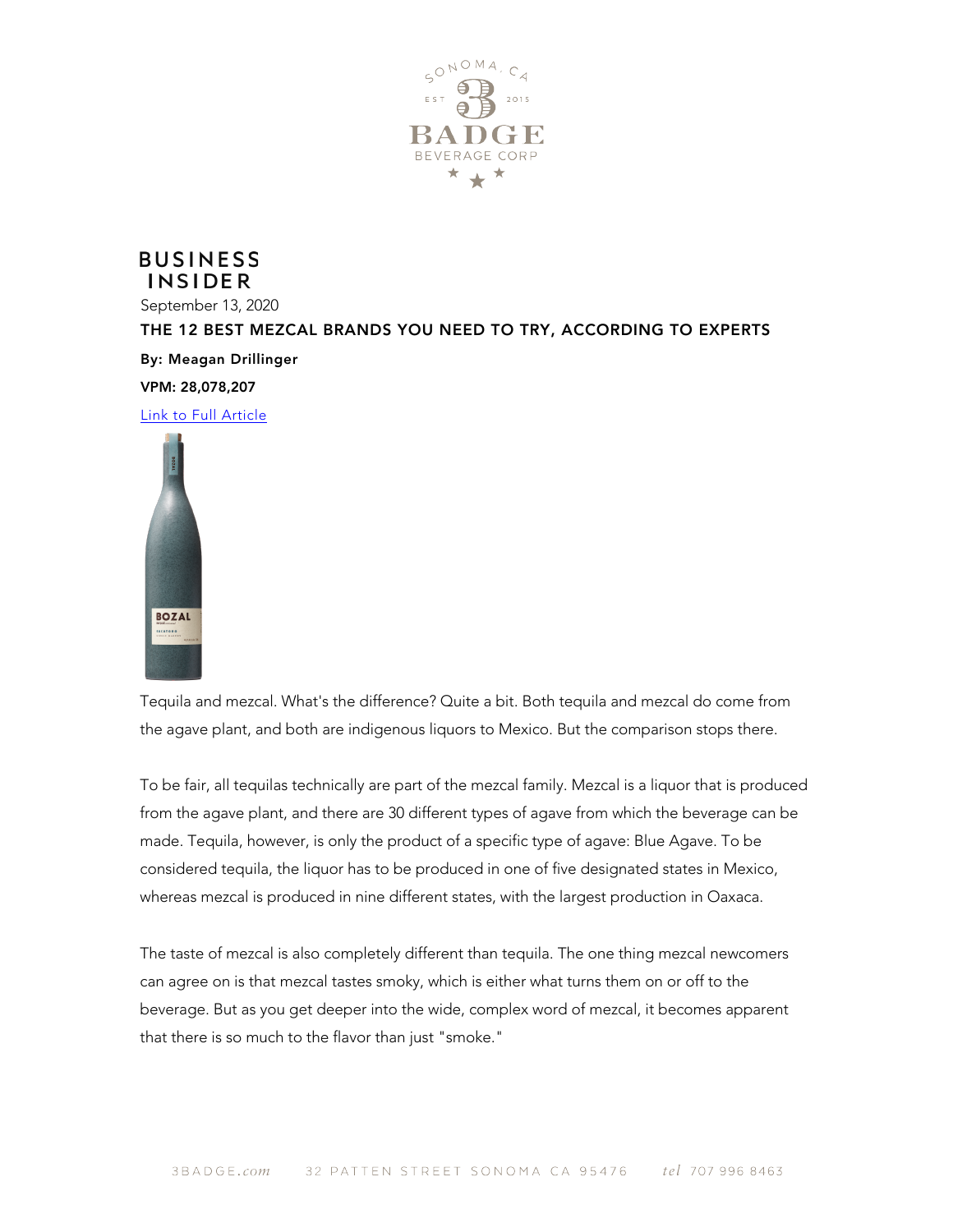SONOMA, CA

EST 2015

# 3 BADGE BEVERAGE CORP

**BUSINESS INSIDER**

September 13, 2020

## THE 12 BEST MEZCAL BRANDS YOU NEED TO TRY, ACCORDING TO EXPERTS

**By: Meagan Drillinger**

**VPM: 28,078,207**

[Link to Full Article]

Tequila and mezcal. What's the difference? Quite a bit. Both tequila and mezcal do come from the agave plant, and both are indigenous liquors to Mexico. But the comparison stops there.

To be fair, all tequilas technically are part of the mezcal family. Mezcal is a liquor that is produced from the agave plant, and there are 30 different types of agave from which the beverage can be made. Tequila, however, is only the product of a specific type of agave: Blue Agave. To be considered tequila, the liquor has to be produced in one of five designated states in Mexico, whereas mezcal is produced in nine different states, with the largest production in Oaxaca.

The taste of mezcal is also completely different than tequila. The one thing mezcal newcomers can agree on is that mezcal tastes smoky, which is either what turns them on or off to the beverage. But as you get deeper into the wide, complex word of mezcal, it becomes apparent that there is so much to the flavor than just "smoke."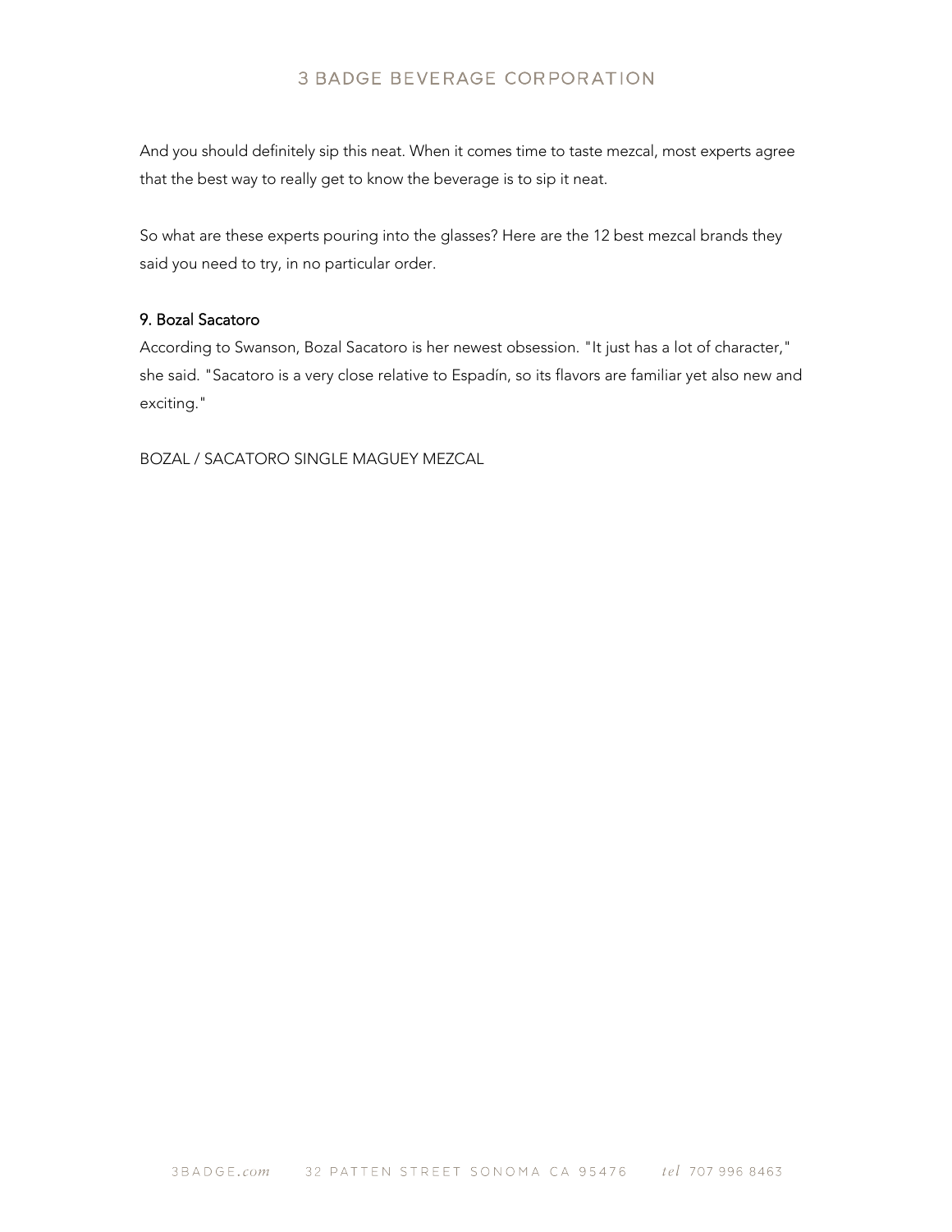And you should definitely sip this neat. When it comes time to taste mezcal, most experts agree that the best way to really get to know the beverage is to sip it neat.

So what are these experts pouring into the glasses? Here are the 12 best mezcal brands they said you need to try, in no particular order.

### 9. Bozal Sacatoro

According to Swanson, Bozal Sacatoro is her newest obsession. "It just has a lot of character," she said. "Sacatoro is a very close relative to Espadín, so its flavors are familiar yet also new and exciting."

BOZAL / SACATORO SINGLE MAGUEY MEZCAL